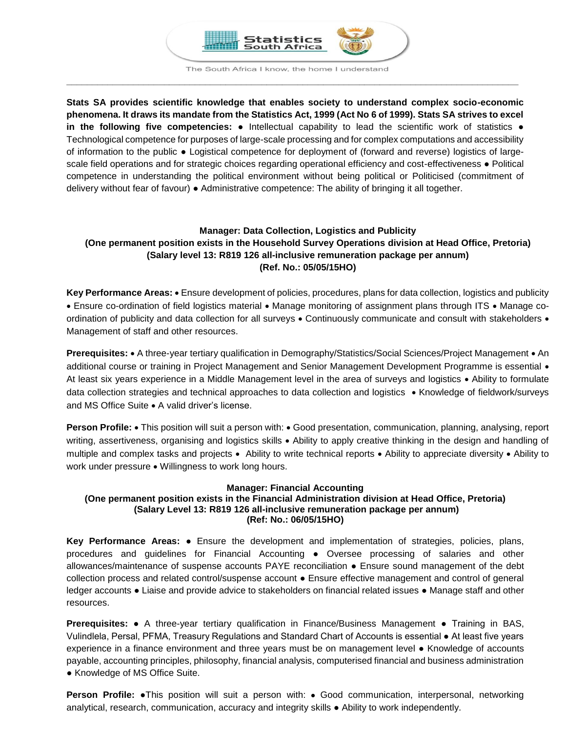Statistics South Africa

The South Africa I know, the home I understand

**Stats SA provides scientific knowledge that enables society to understand complex socio-economic phenomena. It draws its mandate from the Statistics Act, 1999 (Act No 6 of 1999). Stats SA strives to excel in the following five competencies:** ● Intellectual capability to lead the scientific work of statistics ● Technological competence for purposes of large-scale processing and for complex computations and accessibility of information to the public ● Logistical competence for deployment of (forward and reverse) logistics of large-scale field operations and for strategic choices regarding operational efficiency and cost-effectiveness ● Political competence in understanding the political environment without being political or Politicised (commitment of delivery without fear of favour) ● Administrative competence: The ability of bringing it all together.

## Manager: Data Collection, Logistics and Publicity

**(One permanent position exists in the Household Survey Operations division at Head Office, Pretoria)**
**(Salary level 13: R819 126 all-inclusive remuneration package per annum)**
**(Ref. No.: 05/05/15HO)**

**Key Performance Areas:** • Ensure development of policies, procedures, plans for data collection, logistics and publicity • Ensure co-ordination of field logistics material • Manage monitoring of assignment plans through ITS • Manage co-ordination of publicity and data collection for all surveys • Continuously communicate and consult with stakeholders • Management of staff and other resources.

**Prerequisites:** • A three-year tertiary qualification in Demography/Statistics/Social Sciences/Project Management • An additional course or training in Project Management and Senior Management Development Programme is essential • At least six years experience in a Middle Management level in the area of surveys and logistics • Ability to formulate data collection strategies and technical approaches to data collection and logistics • Knowledge of fieldwork/surveys and MS Office Suite • A valid driver's license.

**Person Profile:** • This position will suit a person with: • Good presentation, communication, planning, analysing, report writing, assertiveness, organising and logistics skills • Ability to apply creative thinking in the design and handling of multiple and complex tasks and projects • Ability to write technical reports • Ability to appreciate diversity • Ability to work under pressure • Willingness to work long hours.

## Manager: Financial Accounting

**(One permanent position exists in the Financial Administration division at Head Office, Pretoria)**
**(Salary Level 13: R819 126 all-inclusive remuneration package per annum)**
**(Ref: No.: 06/05/15HO)**

**Key Performance Areas:** ● Ensure the development and implementation of strategies, policies, plans, procedures and guidelines for Financial Accounting ● Oversee processing of salaries and other allowances/maintenance of suspense accounts PAYE reconciliation ● Ensure sound management of the debt collection process and related control/suspense account ● Ensure effective management and control of general ledger accounts ● Liaise and provide advice to stakeholders on financial related issues ● Manage staff and other resources.

**Prerequisites:** ● A three-year tertiary qualification in Finance/Business Management ● Training in BAS, Vulindlela, Persal, PFMA, Treasury Regulations and Standard Chart of Accounts is essential ● At least five years experience in a finance environment and three years must be on management level ● Knowledge of accounts payable, accounting principles, philosophy, financial analysis, computerised financial and business administration ● Knowledge of MS Office Suite.

**Person Profile:** ●This position will suit a person with: ● Good communication, interpersonal, networking analytical, research, communication, accuracy and integrity skills ● Ability to work independently.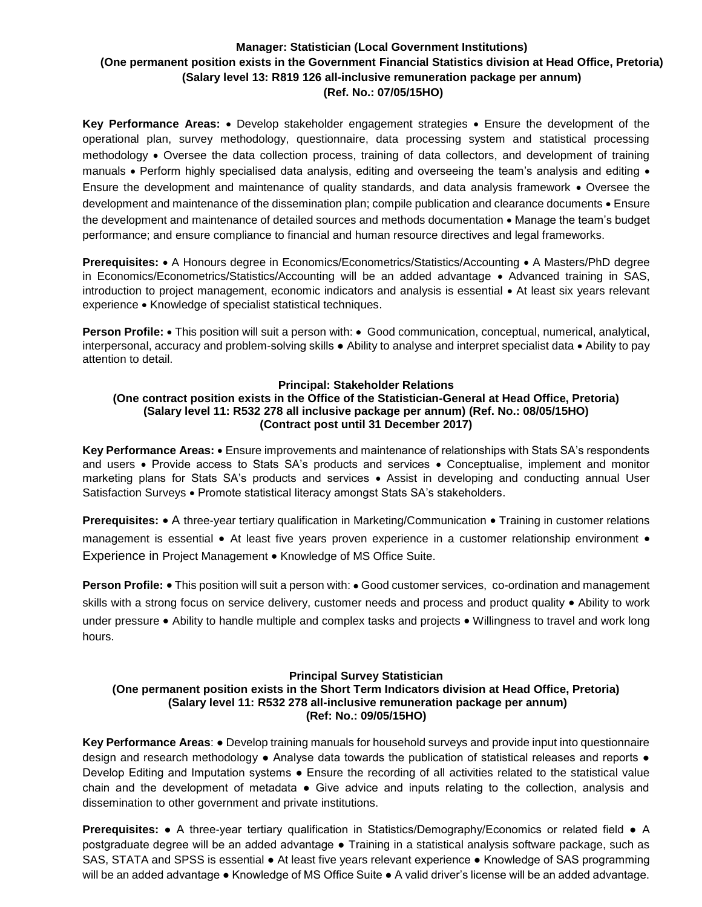### Manager: Statistician (Local Government Institutions)
**(One permanent position exists in the Government Financial Statistics division at Head Office, Pretoria)**
**(Salary level 13: R819 126 all-inclusive remuneration package per annum)**
**(Ref. No.: 07/05/15HO)**

**Key Performance Areas:** • Develop stakeholder engagement strategies • Ensure the development of the operational plan, survey methodology, questionnaire, data processing system and statistical processing methodology • Oversee the data collection process, training of data collectors, and development of training manuals • Perform highly specialised data analysis, editing and overseeing the team's analysis and editing • Ensure the development and maintenance of quality standards, and data analysis framework • Oversee the development and maintenance of the dissemination plan; compile publication and clearance documents • Ensure the development and maintenance of detailed sources and methods documentation • Manage the team's budget performance; and ensure compliance to financial and human resource directives and legal frameworks.

**Prerequisites:** • A Honours degree in Economics/Econometrics/Statistics/Accounting • A Masters/PhD degree in Economics/Econometrics/Statistics/Accounting will be an added advantage • Advanced training in SAS, introduction to project management, economic indicators and analysis is essential • At least six years relevant experience • Knowledge of specialist statistical techniques.

**Person Profile:** • This position will suit a person with: • Good communication, conceptual, numerical, analytical, interpersonal, accuracy and problem-solving skills • Ability to analyse and interpret specialist data • Ability to pay attention to detail.

### Principal: Stakeholder Relations
**(One contract position exists in the Office of the Statistician-General at Head Office, Pretoria)**
**(Salary level 11: R532 278 all inclusive package per annum) (Ref. No.: 08/05/15HO)**
**(Contract post until 31 December 2017)**

**Key Performance Areas:** • Ensure improvements and maintenance of relationships with Stats SA's respondents and users • Provide access to Stats SA's products and services • Conceptualise, implement and monitor marketing plans for Stats SA's products and services • Assist in developing and conducting annual User Satisfaction Surveys • Promote statistical literacy amongst Stats SA's stakeholders.

**Prerequisites:** • A three-year tertiary qualification in Marketing/Communication • Training in customer relations management is essential • At least five years proven experience in a customer relationship environment • Experience in Project Management • Knowledge of MS Office Suite.

**Person Profile:** • This position will suit a person with: • Good customer services, co-ordination and management skills with a strong focus on service delivery, customer needs and process and product quality • Ability to work under pressure • Ability to handle multiple and complex tasks and projects • Willingness to travel and work long hours.

### Principal Survey Statistician
**(One permanent position exists in the Short Term Indicators division at Head Office, Pretoria)**
**(Salary level 11: R532 278 all-inclusive remuneration package per annum)**
**(Ref: No.: 09/05/15HO)**

**Key Performance Areas**: • Develop training manuals for household surveys and provide input into questionnaire design and research methodology • Analyse data towards the publication of statistical releases and reports • Develop Editing and Imputation systems • Ensure the recording of all activities related to the statistical value chain and the development of metadata • Give advice and inputs relating to the collection, analysis and dissemination to other government and private institutions.

**Prerequisites:** • A three-year tertiary qualification in Statistics/Demography/Economics or related field • A postgraduate degree will be an added advantage • Training in a statistical analysis software package, such as SAS, STATA and SPSS is essential • At least five years relevant experience • Knowledge of SAS programming will be an added advantage • Knowledge of MS Office Suite • A valid driver's license will be an added advantage.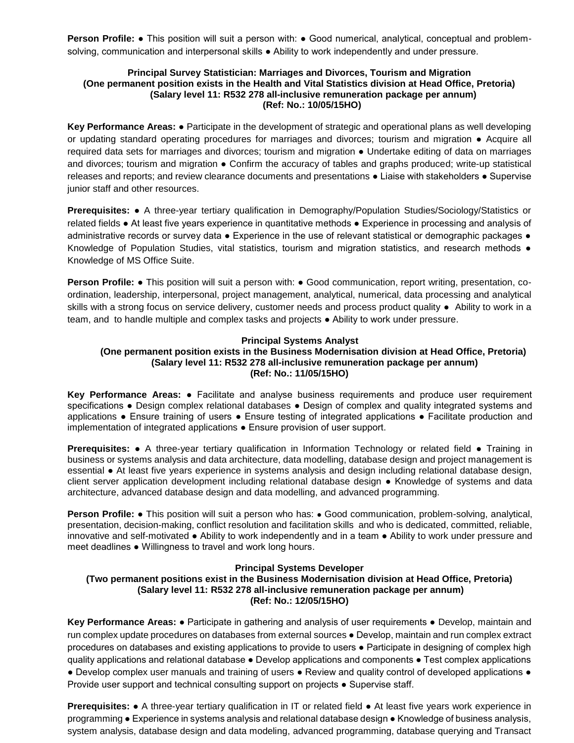**Person Profile:** ● This position will suit a person with: ● Good numerical, analytical, conceptual and problem-solving, communication and interpersonal skills ● Ability to work independently and under pressure.

**Principal Survey Statistician: Marriages and Divorces, Tourism and Migration**
**(One permanent position exists in the Health and Vital Statistics division at Head Office, Pretoria)**
**(Salary level 11: R532 278 all-inclusive remuneration package per annum)**
**(Ref: No.: 10/05/15HO)**

**Key Performance Areas:** ● Participate in the development of strategic and operational plans as well developing or updating standard operating procedures for marriages and divorces; tourism and migration ● Acquire all required data sets for marriages and divorces; tourism and migration ● Undertake editing of data on marriages and divorces; tourism and migration ● Confirm the accuracy of tables and graphs produced; write-up statistical releases and reports; and review clearance documents and presentations ● Liaise with stakeholders ● Supervise junior staff and other resources.

**Prerequisites:** ● A three-year tertiary qualification in Demography/Population Studies/Sociology/Statistics or related fields ● At least five years experience in quantitative methods ● Experience in processing and analysis of administrative records or survey data ● Experience in the use of relevant statistical or demographic packages ● Knowledge of Population Studies, vital statistics, tourism and migration statistics, and research methods ● Knowledge of MS Office Suite.

**Person Profile:** ● This position will suit a person with: ● Good communication, report writing, presentation, co-ordination, leadership, interpersonal, project management, analytical, numerical, data processing and analytical skills with a strong focus on service delivery, customer needs and process product quality ● Ability to work in a team, and to handle multiple and complex tasks and projects ● Ability to work under pressure.

**Principal Systems Analyst**
**(One permanent position exists in the Business Modernisation division at Head Office, Pretoria)**
**(Salary level 11: R532 278 all-inclusive remuneration package per annum)**
**(Ref: No.: 11/05/15HO)**

**Key Performance Areas:** ● Facilitate and analyse business requirements and produce user requirement specifications ● Design complex relational databases ● Design of complex and quality integrated systems and applications ● Ensure training of users ● Ensure testing of integrated applications ● Facilitate production and implementation of integrated applications ● Ensure provision of user support.

**Prerequisites:** ● A three-year tertiary qualification in Information Technology or related field ● Training in business or systems analysis and data architecture, data modelling, database design and project management is essential ● At least five years experience in systems analysis and design including relational database design, client server application development including relational database design ● Knowledge of systems and data architecture, advanced database design and data modelling, and advanced programming.

**Person Profile:** ● This position will suit a person who has: ● Good communication, problem-solving, analytical, presentation, decision-making, conflict resolution and facilitation skills and who is dedicated, committed, reliable, innovative and self-motivated ● Ability to work independently and in a team ● Ability to work under pressure and meet deadlines ● Willingness to travel and work long hours.

**Principal Systems Developer**
**(Two permanent positions exist in the Business Modernisation division at Head Office, Pretoria)**
**(Salary level 11: R532 278 all-inclusive remuneration package per annum)**
**(Ref: No.: 12/05/15HO)**

**Key Performance Areas:** ● Participate in gathering and analysis of user requirements ● Develop, maintain and run complex update procedures on databases from external sources ● Develop, maintain and run complex extract procedures on databases and existing applications to provide to users ● Participate in designing of complex high quality applications and relational database ● Develop applications and components ● Test complex applications ● Develop complex user manuals and training of users ● Review and quality control of developed applications ● Provide user support and technical consulting support on projects ● Supervise staff.

**Prerequisites:** ● A three-year tertiary qualification in IT or related field ● At least five years work experience in programming ● Experience in systems analysis and relational database design ● Knowledge of business analysis, system analysis, database design and data modeling, advanced programming, database querying and Transact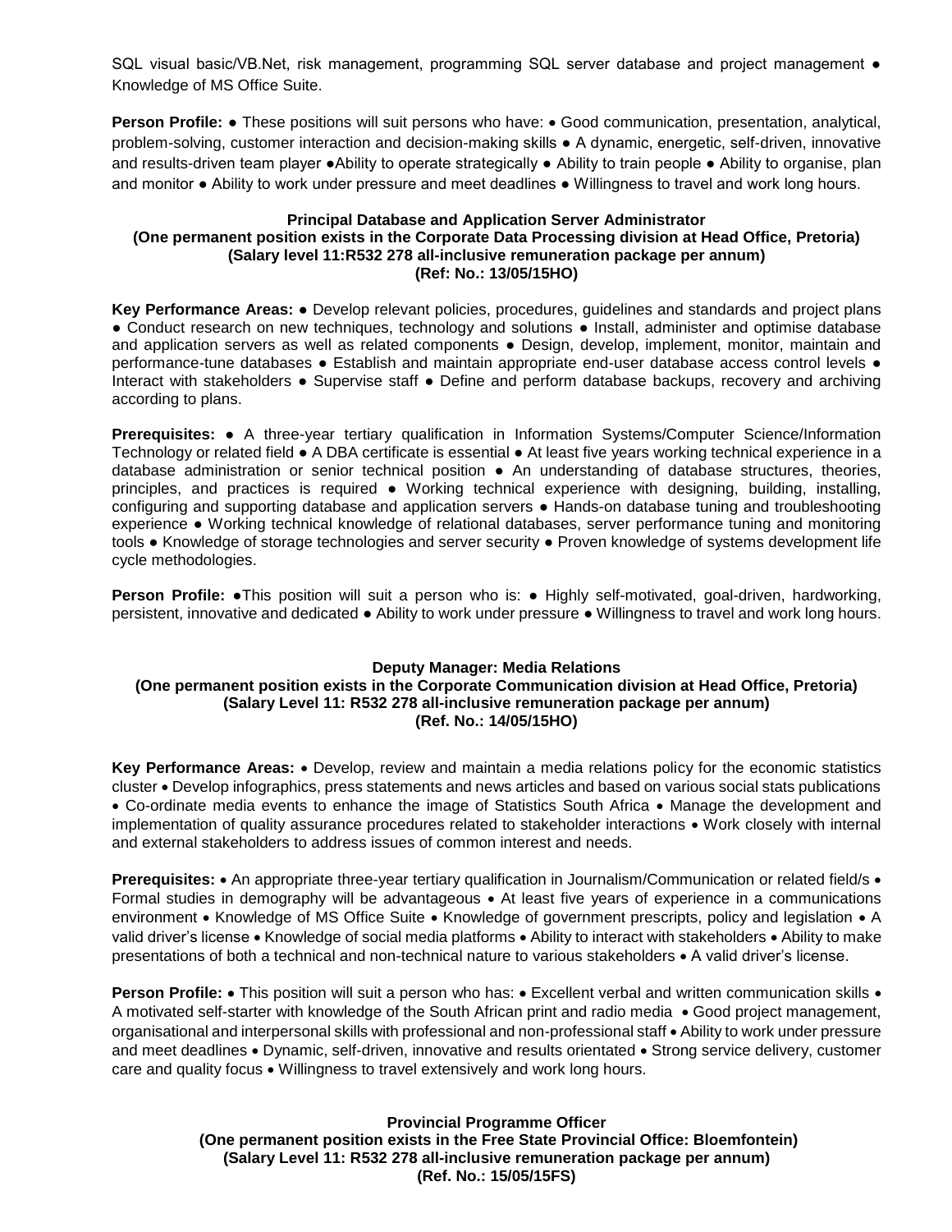SQL visual basic/VB.Net, risk management, programming SQL server database and project management ● Knowledge of MS Office Suite.

**Person Profile:** ● These positions will suit persons who have: • Good communication, presentation, analytical, problem-solving, customer interaction and decision-making skills ● A dynamic, energetic, self-driven, innovative and results-driven team player ●Ability to operate strategically ● Ability to train people ● Ability to organise, plan and monitor ● Ability to work under pressure and meet deadlines ● Willingness to travel and work long hours.

**Principal Database and Application Server Administrator**
**(One permanent position exists in the Corporate Data Processing division at Head Office, Pretoria)**
**(Salary level 11:R532 278 all-inclusive remuneration package per annum)**
**(Ref: No.: 13/05/15HO)**

**Key Performance Areas:** ● Develop relevant policies, procedures, guidelines and standards and project plans ● Conduct research on new techniques, technology and solutions ● Install, administer and optimise database and application servers as well as related components ● Design, develop, implement, monitor, maintain and performance-tune databases ● Establish and maintain appropriate end-user database access control levels ● Interact with stakeholders ● Supervise staff ● Define and perform database backups, recovery and archiving according to plans.

**Prerequisites:** ● A three-year tertiary qualification in Information Systems/Computer Science/Information Technology or related field ● A DBA certificate is essential ● At least five years working technical experience in a database administration or senior technical position ● An understanding of database structures, theories, principles, and practices is required ● Working technical experience with designing, building, installing, configuring and supporting database and application servers ● Hands-on database tuning and troubleshooting experience ● Working technical knowledge of relational databases, server performance tuning and monitoring tools ● Knowledge of storage technologies and server security ● Proven knowledge of systems development life cycle methodologies.

**Person Profile:** ●This position will suit a person who is: ● Highly self-motivated, goal-driven, hardworking, persistent, innovative and dedicated ● Ability to work under pressure ● Willingness to travel and work long hours.

**Deputy Manager: Media Relations**
**(One permanent position exists in the Corporate Communication division at Head Office, Pretoria)**
**(Salary Level 11: R532 278 all-inclusive remuneration package per annum)**
**(Ref. No.: 14/05/15HO)**

**Key Performance Areas:** • Develop, review and maintain a media relations policy for the economic statistics cluster • Develop infographics, press statements and news articles and based on various social stats publications • Co-ordinate media events to enhance the image of Statistics South Africa • Manage the development and implementation of quality assurance procedures related to stakeholder interactions • Work closely with internal and external stakeholders to address issues of common interest and needs.

**Prerequisites:** • An appropriate three-year tertiary qualification in Journalism/Communication or related field/s • Formal studies in demography will be advantageous • At least five years of experience in a communications environment • Knowledge of MS Office Suite • Knowledge of government prescripts, policy and legislation • A valid driver's license • Knowledge of social media platforms • Ability to interact with stakeholders • Ability to make presentations of both a technical and non-technical nature to various stakeholders • A valid driver's license.

**Person Profile:** • This position will suit a person who has: • Excellent verbal and written communication skills • A motivated self-starter with knowledge of the South African print and radio media • Good project management, organisational and interpersonal skills with professional and non-professional staff • Ability to work under pressure and meet deadlines • Dynamic, self-driven, innovative and results orientated • Strong service delivery, customer care and quality focus • Willingness to travel extensively and work long hours.

**Provincial Programme Officer**
**(One permanent position exists in the Free State Provincial Office: Bloemfontein)**
**(Salary Level 11: R532 278 all-inclusive remuneration package per annum)**
**(Ref. No.: 15/05/15FS)**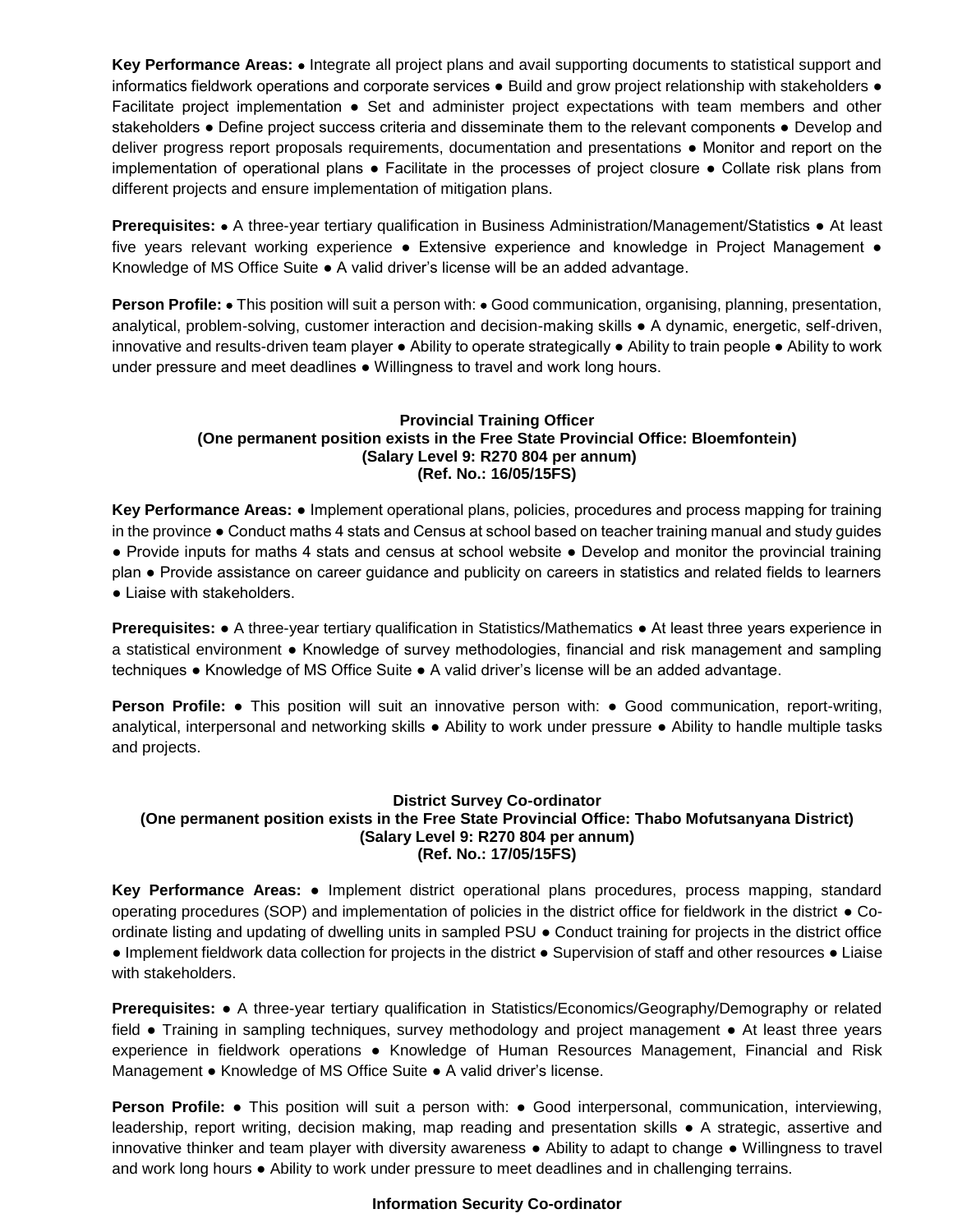**Key Performance Areas:** ● Integrate all project plans and avail supporting documents to statistical support and informatics fieldwork operations and corporate services ● Build and grow project relationship with stakeholders ● Facilitate project implementation ● Set and administer project expectations with team members and other stakeholders ● Define project success criteria and disseminate them to the relevant components ● Develop and deliver progress report proposals requirements, documentation and presentations ● Monitor and report on the implementation of operational plans ● Facilitate in the processes of project closure ● Collate risk plans from different projects and ensure implementation of mitigation plans.

**Prerequisites:** ● A three-year tertiary qualification in Business Administration/Management/Statistics ● At least five years relevant working experience ● Extensive experience and knowledge in Project Management ● Knowledge of MS Office Suite ● A valid driver's license will be an added advantage.

**Person Profile:** ● This position will suit a person with: ● Good communication, organising, planning, presentation, analytical, problem-solving, customer interaction and decision-making skills ● A dynamic, energetic, self-driven, innovative and results-driven team player ● Ability to operate strategically ● Ability to train people ● Ability to work under pressure and meet deadlines ● Willingness to travel and work long hours.

### Provincial Training Officer
**(One permanent position exists in the Free State Provincial Office: Bloemfontein)**
**(Salary Level 9: R270 804 per annum)**
**(Ref. No.: 16/05/15FS)**

**Key Performance Areas:** ● Implement operational plans, policies, procedures and process mapping for training in the province ● Conduct maths 4 stats and Census at school based on teacher training manual and study guides ● Provide inputs for maths 4 stats and census at school website ● Develop and monitor the provincial training plan ● Provide assistance on career guidance and publicity on careers in statistics and related fields to learners ● Liaise with stakeholders.

**Prerequisites:** ● A three-year tertiary qualification in Statistics/Mathematics ● At least three years experience in a statistical environment ● Knowledge of survey methodologies, financial and risk management and sampling techniques ● Knowledge of MS Office Suite ● A valid driver's license will be an added advantage.

**Person Profile:** ● This position will suit an innovative person with: ● Good communication, report-writing, analytical, interpersonal and networking skills ● Ability to work under pressure ● Ability to handle multiple tasks and projects.

### District Survey Co-ordinator
**(One permanent position exists in the Free State Provincial Office: Thabo Mofutsanyana District)**
**(Salary Level 9: R270 804 per annum)**
**(Ref. No.: 17/05/15FS)**

**Key Performance Areas:** ● Implement district operational plans procedures, process mapping, standard operating procedures (SOP) and implementation of policies in the district office for fieldwork in the district ● Co-ordinate listing and updating of dwelling units in sampled PSU ● Conduct training for projects in the district office ● Implement fieldwork data collection for projects in the district ● Supervision of staff and other resources ● Liaise with stakeholders.

**Prerequisites:** ● A three-year tertiary qualification in Statistics/Economics/Geography/Demography or related field ● Training in sampling techniques, survey methodology and project management ● At least three years experience in fieldwork operations ● Knowledge of Human Resources Management, Financial and Risk Management ● Knowledge of MS Office Suite ● A valid driver's license.

**Person Profile:** ● This position will suit a person with: ● Good interpersonal, communication, interviewing, leadership, report writing, decision making, map reading and presentation skills ● A strategic, assertive and innovative thinker and team player with diversity awareness ● Ability to adapt to change ● Willingness to travel and work long hours ● Ability to work under pressure to meet deadlines and in challenging terrains.

### Information Security Co-ordinator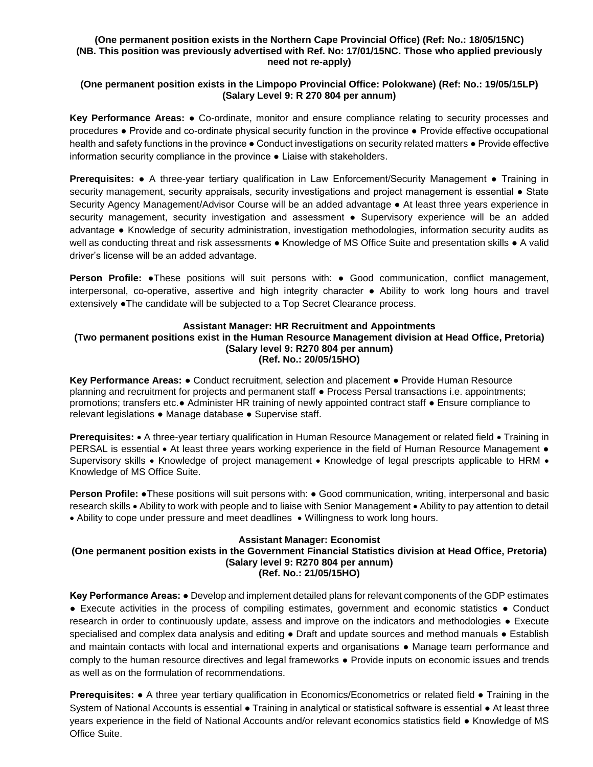**(One permanent position exists in the Northern Cape Provincial Office) (Ref: No.: 18/05/15NC)**
**(NB. This position was previously advertised with Ref. No: 17/01/15NC. Those who applied previously need not re-apply)**

**(One permanent position exists in the Limpopo Provincial Office: Polokwane) (Ref: No.: 19/05/15LP)**
**(Salary Level 9: R 270 804 per annum)**

**Key Performance Areas:** ● Co-ordinate, monitor and ensure compliance relating to security processes and procedures ● Provide and co-ordinate physical security function in the province ● Provide effective occupational health and safety functions in the province ● Conduct investigations on security related matters ● Provide effective information security compliance in the province ● Liaise with stakeholders.

**Prerequisites:** ● A three-year tertiary qualification in Law Enforcement/Security Management ● Training in security management, security appraisals, security investigations and project management is essential ● State Security Agency Management/Advisor Course will be an added advantage ● At least three years experience in security management, security investigation and assessment ● Supervisory experience will be an added advantage ● Knowledge of security administration, investigation methodologies, information security audits as well as conducting threat and risk assessments ● Knowledge of MS Office Suite and presentation skills ● A valid driver's license will be an added advantage.

**Person Profile:** ●These positions will suit persons with: ● Good communication, conflict management, interpersonal, co-operative, assertive and high integrity character ● Ability to work long hours and travel extensively ●The candidate will be subjected to a Top Secret Clearance process.

**Assistant Manager: HR Recruitment and Appointments**
**(Two permanent positions exist in the Human Resource Management division at Head Office, Pretoria)**
**(Salary level 9: R270 804 per annum)**
**(Ref. No.: 20/05/15HO)**

**Key Performance Areas:** ● Conduct recruitment, selection and placement ● Provide Human Resource planning and recruitment for projects and permanent staff ● Process Persal transactions i.e. appointments; promotions; transfers etc.● Administer HR training of newly appointed contract staff ● Ensure compliance to relevant legislations ● Manage database ● Supervise staff.

**Prerequisites:** • A three-year tertiary qualification in Human Resource Management or related field • Training in PERSAL is essential • At least three years working experience in the field of Human Resource Management ● Supervisory skills • Knowledge of project management • Knowledge of legal prescripts applicable to HRM • Knowledge of MS Office Suite.

**Person Profile:** ●These positions will suit persons with: ● Good communication, writing, interpersonal and basic research skills • Ability to work with people and to liaise with Senior Management • Ability to pay attention to detail • Ability to cope under pressure and meet deadlines • Willingness to work long hours.

**Assistant Manager: Economist**
**(One permanent position exists in the Government Financial Statistics division at Head Office, Pretoria)**
**(Salary level 9: R270 804 per annum)**
**(Ref. No.: 21/05/15HO)**

**Key Performance Areas:** ● Develop and implement detailed plans for relevant components of the GDP estimates ● Execute activities in the process of compiling estimates, government and economic statistics ● Conduct research in order to continuously update, assess and improve on the indicators and methodologies ● Execute specialised and complex data analysis and editing ● Draft and update sources and method manuals ● Establish and maintain contacts with local and international experts and organisations ● Manage team performance and comply to the human resource directives and legal frameworks ● Provide inputs on economic issues and trends as well as on the formulation of recommendations.

**Prerequisites:** ● A three year tertiary qualification in Economics/Econometrics or related field ● Training in the System of National Accounts is essential ● Training in analytical or statistical software is essential ● At least three years experience in the field of National Accounts and/or relevant economics statistics field ● Knowledge of MS Office Suite.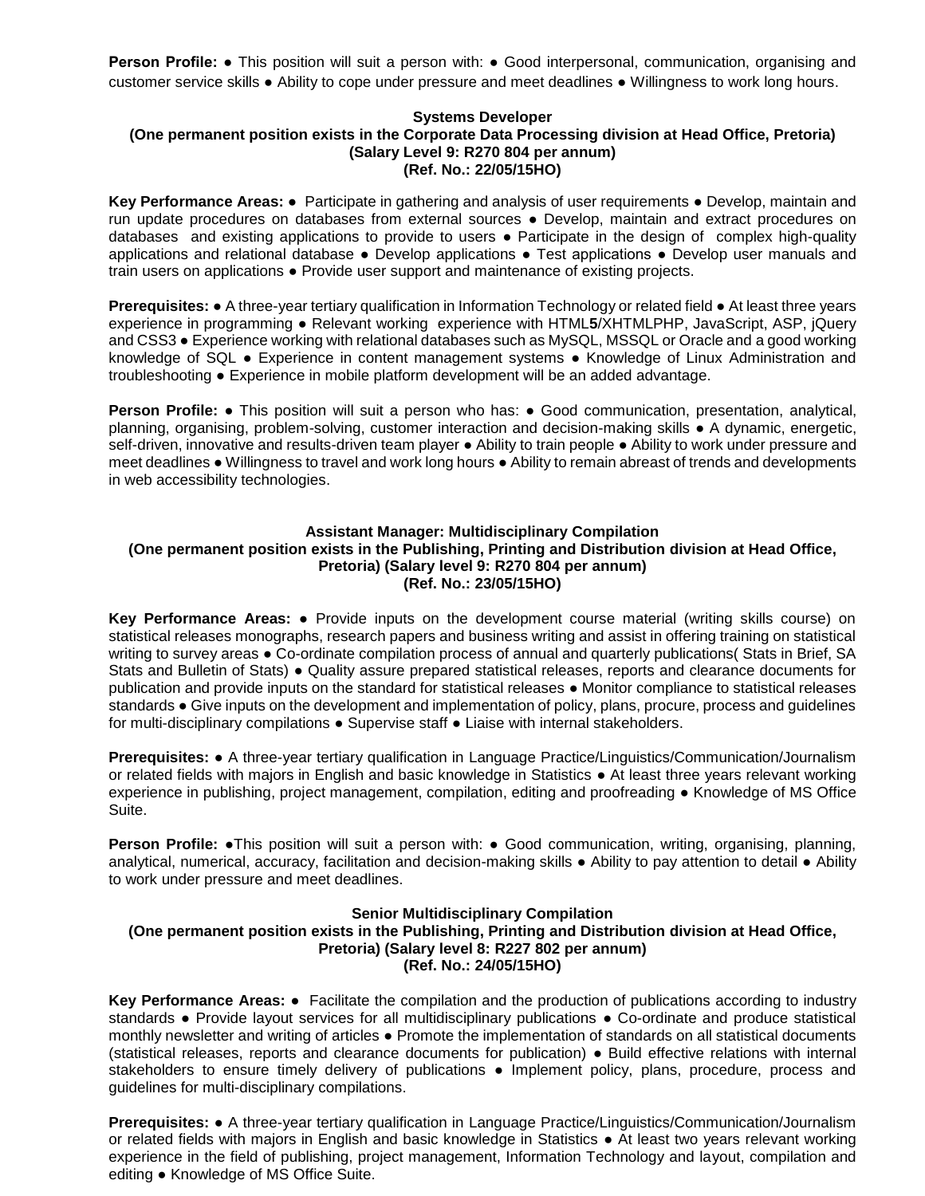**Person Profile:** ● This position will suit a person with: ● Good interpersonal, communication, organising and customer service skills ● Ability to cope under pressure and meet deadlines ● Willingness to work long hours.

**Systems Developer**
**(One permanent position exists in the Corporate Data Processing division at Head Office, Pretoria)**
**(Salary Level 9: R270 804 per annum)**
**(Ref. No.: 22/05/15HO)**

**Key Performance Areas:** ● Participate in gathering and analysis of user requirements ● Develop, maintain and run update procedures on databases from external sources ● Develop, maintain and extract procedures on databases and existing applications to provide to users ● Participate in the design of complex high-quality applications and relational database ● Develop applications ● Test applications ● Develop user manuals and train users on applications ● Provide user support and maintenance of existing projects.

**Prerequisites:** ● A three-year tertiary qualification in Information Technology or related field ● At least three years experience in programming ● Relevant working experience with HTML**5**/XHTMLPHP, JavaScript, ASP, jQuery and CSS3 ● Experience working with relational databases such as MySQL, MSSQL or Oracle and a good working knowledge of SQL ● Experience in content management systems ● Knowledge of Linux Administration and troubleshooting ● Experience in mobile platform development will be an added advantage.

**Person Profile:** ● This position will suit a person who has: ● Good communication, presentation, analytical, planning, organising, problem-solving, customer interaction and decision-making skills ● A dynamic, energetic, self-driven, innovative and results-driven team player ● Ability to train people ● Ability to work under pressure and meet deadlines ● Willingness to travel and work long hours ● Ability to remain abreast of trends and developments in web accessibility technologies.

**Assistant Manager: Multidisciplinary Compilation**
**(One permanent position exists in the Publishing, Printing and Distribution division at Head Office, Pretoria) (Salary level 9: R270 804 per annum)**
**(Ref. No.: 23/05/15HO)**

**Key Performance Areas:** ● Provide inputs on the development course material (writing skills course) on statistical releases monographs, research papers and business writing and assist in offering training on statistical writing to survey areas ● Co-ordinate compilation process of annual and quarterly publications( Stats in Brief, SA Stats and Bulletin of Stats) ● Quality assure prepared statistical releases, reports and clearance documents for publication and provide inputs on the standard for statistical releases ● Monitor compliance to statistical releases standards ● Give inputs on the development and implementation of policy, plans, procure, process and guidelines for multi-disciplinary compilations ● Supervise staff ● Liaise with internal stakeholders.

**Prerequisites:** ● A three-year tertiary qualification in Language Practice/Linguistics/Communication/Journalism or related fields with majors in English and basic knowledge in Statistics ● At least three years relevant working experience in publishing, project management, compilation, editing and proofreading ● Knowledge of MS Office Suite.

**Person Profile:** ●This position will suit a person with: ● Good communication, writing, organising, planning, analytical, numerical, accuracy, facilitation and decision-making skills ● Ability to pay attention to detail ● Ability to work under pressure and meet deadlines.

**Senior Multidisciplinary Compilation**
**(One permanent position exists in the Publishing, Printing and Distribution division at Head Office, Pretoria) (Salary level 8: R227 802 per annum)**
**(Ref. No.: 24/05/15HO)**

**Key Performance Areas:** ● Facilitate the compilation and the production of publications according to industry standards ● Provide layout services for all multidisciplinary publications ● Co-ordinate and produce statistical monthly newsletter and writing of articles ● Promote the implementation of standards on all statistical documents (statistical releases, reports and clearance documents for publication) ● Build effective relations with internal stakeholders to ensure timely delivery of publications ● Implement policy, plans, procedure, process and guidelines for multi-disciplinary compilations.

**Prerequisites:** ● A three-year tertiary qualification in Language Practice/Linguistics/Communication/Journalism or related fields with majors in English and basic knowledge in Statistics ● At least two years relevant working experience in the field of publishing, project management, Information Technology and layout, compilation and editing ● Knowledge of MS Office Suite.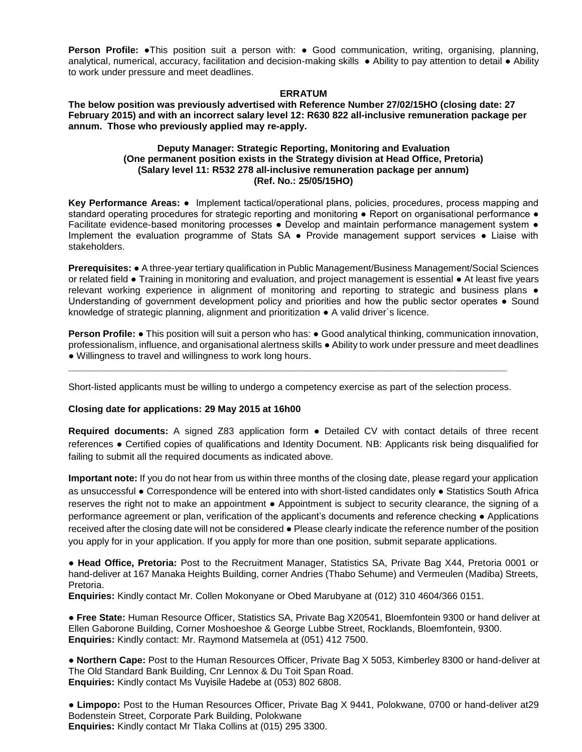**Person Profile:** ●This position suit a person with: ● Good communication, writing, organising, planning, analytical, numerical, accuracy, facilitation and decision-making skills ● Ability to pay attention to detail ● Ability to work under pressure and meet deadlines.

**ERRATUM**

**The below position was previously advertised with Reference Number 27/02/15HO (closing date: 27 February 2015) and with an incorrect salary level 12: R630 822 all-inclusive remuneration package per annum. Those who previously applied may re-apply.**

**Deputy Manager: Strategic Reporting, Monitoring and Evaluation**
**(One permanent position exists in the Strategy division at Head Office, Pretoria)**
**(Salary level 11: R532 278 all-inclusive remuneration package per annum)**
**(Ref. No.: 25/05/15HO)**

**Key Performance Areas:** ● Implement tactical/operational plans, policies, procedures, process mapping and standard operating procedures for strategic reporting and monitoring ● Report on organisational performance ● Facilitate evidence-based monitoring processes ● Develop and maintain performance management system ● Implement the evaluation programme of Stats SA ● Provide management support services ● Liaise with stakeholders.

**Prerequisites:** ● A three-year tertiary qualification in Public Management/Business Management/Social Sciences or related field ● Training in monitoring and evaluation, and project management is essential ● At least five years relevant working experience in alignment of monitoring and reporting to strategic and business plans ● Understanding of government development policy and priorities and how the public sector operates ● Sound knowledge of strategic planning, alignment and prioritization ● A valid driver`s licence.

**Person Profile:** ● This position will suit a person who has: ● Good analytical thinking, communication innovation, professionalism, influence, and organisational alertness skills ● Ability to work under pressure and meet deadlines ● Willingness to travel and willingness to work long hours.

---

Short-listed applicants must be willing to undergo a competency exercise as part of the selection process.

**Closing date for applications: 29 May 2015 at 16h00**

**Required documents:** A signed Z83 application form ● Detailed CV with contact details of three recent references ● Certified copies of qualifications and Identity Document. NB: Applicants risk being disqualified for failing to submit all the required documents as indicated above.

**Important note:** If you do not hear from us within three months of the closing date, please regard your application as unsuccessful ● Correspondence will be entered into with short-listed candidates only ● Statistics South Africa reserves the right not to make an appointment ● Appointment is subject to security clearance, the signing of a performance agreement or plan, verification of the applicant's documents and reference checking ● Applications received after the closing date will not be considered ● Please clearly indicate the reference number of the position you apply for in your application. If you apply for more than one position, submit separate applications.

● **Head Office, Pretoria:** Post to the Recruitment Manager, Statistics SA, Private Bag X44, Pretoria 0001 or hand-deliver at 167 Manaka Heights Building, corner Andries (Thabo Sehume) and Vermeulen (Madiba) Streets, Pretoria.
**Enquiries:** Kindly contact Mr. Collen Mokonyane or Obed Marubyane at (012) 310 4604/366 0151.

● **Free State:** Human Resource Officer, Statistics SA, Private Bag X20541, Bloemfontein 9300 or hand deliver at Ellen Gaborone Building, Corner Moshoeshoe & George Lubbe Street, Rocklands, Bloemfontein, 9300.
**Enquiries:** Kindly contact: Mr. Raymond Matsemela at (051) 412 7500.

● **Northern Cape:** Post to the Human Resources Officer, Private Bag X 5053, Kimberley 8300 or hand-deliver at The Old Standard Bank Building, Cnr Lennox & Du Toit Span Road.
**Enquiries:** Kindly contact Ms Vuyisile Hadebe at (053) 802 6808.

● **Limpopo:** Post to the Human Resources Officer, Private Bag X 9441, Polokwane, 0700 or hand-deliver at29 Bodenstein Street, Corporate Park Building, Polokwane
**Enquiries:** Kindly contact Mr Tlaka Collins at (015) 295 3300.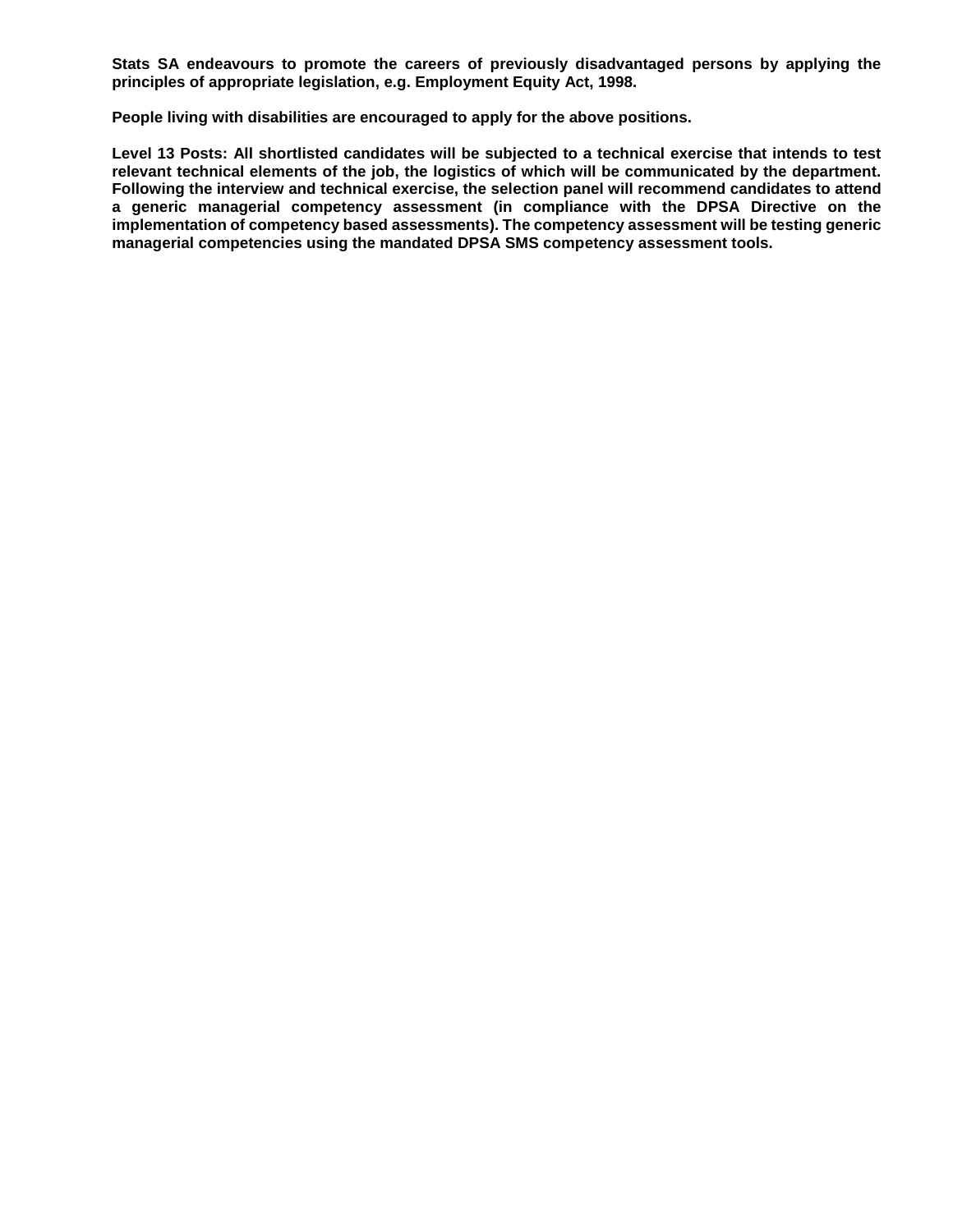**Stats SA endeavours to promote the careers of previously disadvantaged persons by applying the principles of appropriate legislation, e.g. Employment Equity Act, 1998.**

**People living with disabilities are encouraged to apply for the above positions.**

**Level 13 Posts: All shortlisted candidates will be subjected to a technical exercise that intends to test relevant technical elements of the job, the logistics of which will be communicated by the department. Following the interview and technical exercise, the selection panel will recommend candidates to attend a generic managerial competency assessment (in compliance with the DPSA Directive on the implementation of competency based assessments). The competency assessment will be testing generic managerial competencies using the mandated DPSA SMS competency assessment tools.**